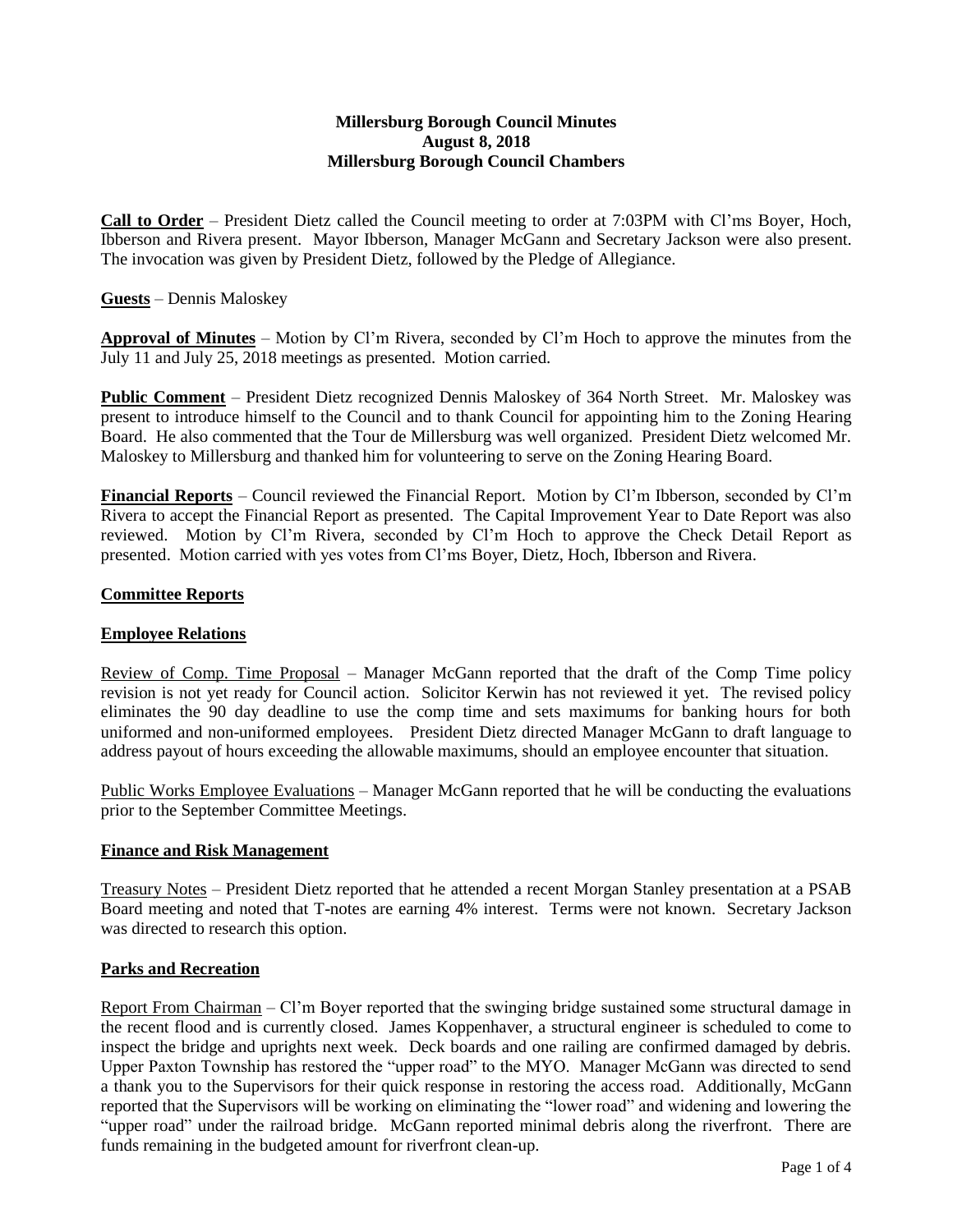**Millersburg Borough Council Minutes**
**August 8, 2018**
**Millersburg Borough Council Chambers**

**Call to Order** – President Dietz called the Council meeting to order at 7:03PM with Cl'ms Boyer, Hoch, Ibberson and Rivera present. Mayor Ibberson, Manager McGann and Secretary Jackson were also present. The invocation was given by President Dietz, followed by the Pledge of Allegiance.

**Guests** – Dennis Maloskey

**Approval of Minutes** – Motion by Cl'm Rivera, seconded by Cl'm Hoch to approve the minutes from the July 11 and July 25, 2018 meetings as presented. Motion carried.

**Public Comment** – President Dietz recognized Dennis Maloskey of 364 North Street. Mr. Maloskey was present to introduce himself to the Council and to thank Council for appointing him to the Zoning Hearing Board. He also commented that the Tour de Millersburg was well organized. President Dietz welcomed Mr. Maloskey to Millersburg and thanked him for volunteering to serve on the Zoning Hearing Board.

**Financial Reports** – Council reviewed the Financial Report. Motion by Cl'm Ibberson, seconded by Cl'm Rivera to accept the Financial Report as presented. The Capital Improvement Year to Date Report was also reviewed. Motion by Cl'm Rivera, seconded by Cl'm Hoch to approve the Check Detail Report as presented. Motion carried with yes votes from Cl'ms Boyer, Dietz, Hoch, Ibberson and Rivera.

**Committee Reports**

**Employee Relations**

Review of Comp. Time Proposal – Manager McGann reported that the draft of the Comp Time policy revision is not yet ready for Council action. Solicitor Kerwin has not reviewed it yet. The revised policy eliminates the 90 day deadline to use the comp time and sets maximums for banking hours for both uniformed and non-uniformed employees. President Dietz directed Manager McGann to draft language to address payout of hours exceeding the allowable maximums, should an employee encounter that situation.

Public Works Employee Evaluations – Manager McGann reported that he will be conducting the evaluations prior to the September Committee Meetings.

**Finance and Risk Management**

Treasury Notes – President Dietz reported that he attended a recent Morgan Stanley presentation at a PSAB Board meeting and noted that T-notes are earning 4% interest. Terms were not known. Secretary Jackson was directed to research this option.

**Parks and Recreation**

Report From Chairman – Cl'm Boyer reported that the swinging bridge sustained some structural damage in the recent flood and is currently closed. James Koppenhaver, a structural engineer is scheduled to come to inspect the bridge and uprights next week. Deck boards and one railing are confirmed damaged by debris. Upper Paxton Township has restored the "upper road" to the MYO. Manager McGann was directed to send a thank you to the Supervisors for their quick response in restoring the access road. Additionally, McGann reported that the Supervisors will be working on eliminating the "lower road" and widening and lowering the "upper road" under the railroad bridge. McGann reported minimal debris along the riverfront. There are funds remaining in the budgeted amount for riverfront clean-up.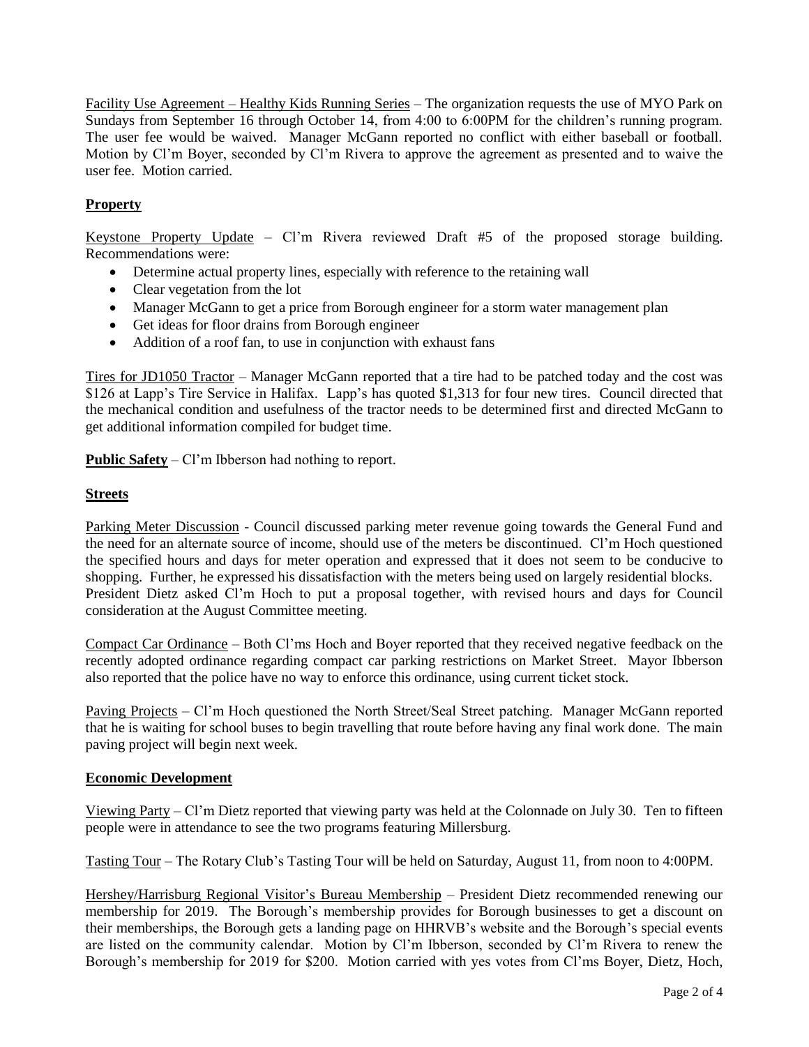Facility Use Agreement – Healthy Kids Running Series – The organization requests the use of MYO Park on Sundays from September 16 through October 14, from 4:00 to 6:00PM for the children's running program. The user fee would be waived. Manager McGann reported no conflict with either baseball or football. Motion by Cl'm Boyer, seconded by Cl'm Rivera to approve the agreement as presented and to waive the user fee. Motion carried.

## Property

Keystone Property Update – Cl'm Rivera reviewed Draft #5 of the proposed storage building. Recommendations were:

- Determine actual property lines, especially with reference to the retaining wall
- Clear vegetation from the lot
- Manager McGann to get a price from Borough engineer for a storm water management plan
- Get ideas for floor drains from Borough engineer
- Addition of a roof fan, to use in conjunction with exhaust fans

Tires for JD1050 Tractor – Manager McGann reported that a tire had to be patched today and the cost was $126 at Lapp's Tire Service in Halifax. Lapp's has quoted $1,313 for four new tires. Council directed that the mechanical condition and usefulness of the tractor needs to be determined first and directed McGann to get additional information compiled for budget time.

**Public Safety** – Cl'm Ibberson had nothing to report.

## Streets

Parking Meter Discussion - Council discussed parking meter revenue going towards the General Fund and the need for an alternate source of income, should use of the meters be discontinued. Cl'm Hoch questioned the specified hours and days for meter operation and expressed that it does not seem to be conducive to shopping. Further, he expressed his dissatisfaction with the meters being used on largely residential blocks. President Dietz asked Cl'm Hoch to put a proposal together, with revised hours and days for Council consideration at the August Committee meeting.

Compact Car Ordinance – Both Cl'ms Hoch and Boyer reported that they received negative feedback on the recently adopted ordinance regarding compact car parking restrictions on Market Street. Mayor Ibberson also reported that the police have no way to enforce this ordinance, using current ticket stock.

Paving Projects – Cl'm Hoch questioned the North Street/Seal Street patching. Manager McGann reported that he is waiting for school buses to begin travelling that route before having any final work done. The main paving project will begin next week.

## Economic Development

Viewing Party – Cl'm Dietz reported that viewing party was held at the Colonnade on July 30. Ten to fifteen people were in attendance to see the two programs featuring Millersburg.

Tasting Tour – The Rotary Club's Tasting Tour will be held on Saturday, August 11, from noon to 4:00PM.

Hershey/Harrisburg Regional Visitor's Bureau Membership – President Dietz recommended renewing our membership for 2019. The Borough's membership provides for Borough businesses to get a discount on their memberships, the Borough gets a landing page on HHRVB's website and the Borough's special events are listed on the community calendar. Motion by Cl'm Ibberson, seconded by Cl'm Rivera to renew the Borough's membership for 2019 for $200. Motion carried with yes votes from Cl'ms Boyer, Dietz, Hoch,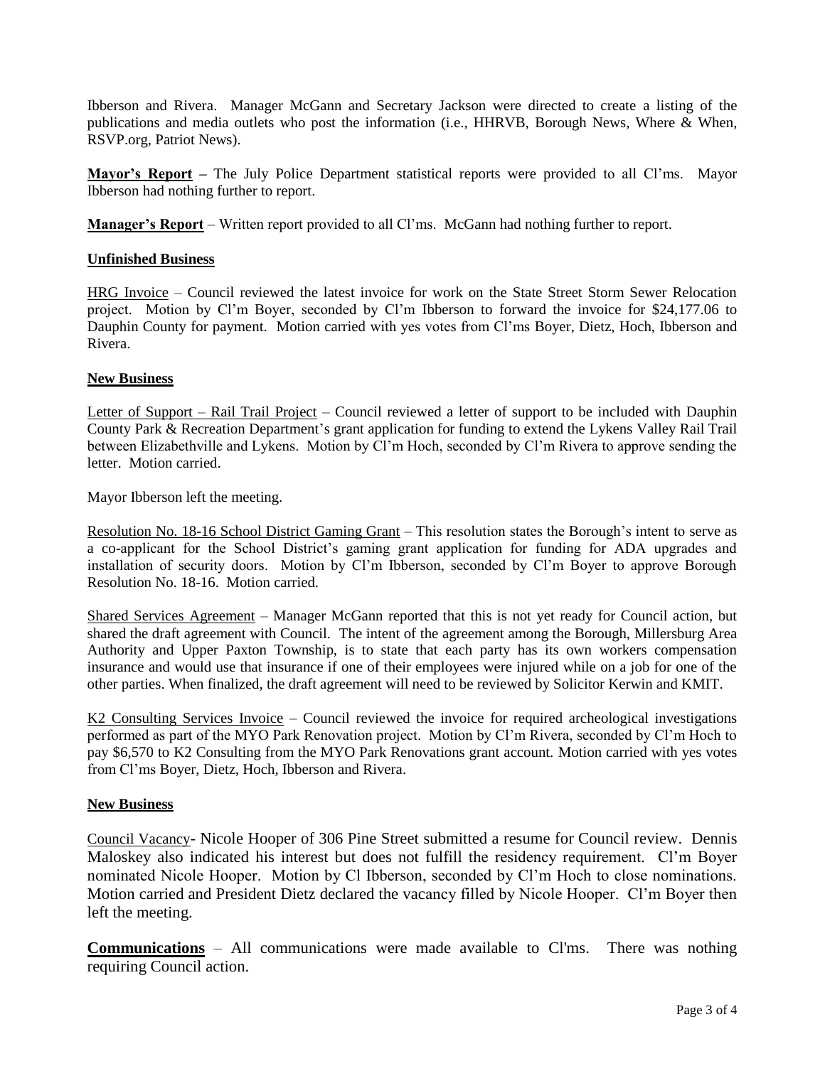Ibberson and Rivera. Manager McGann and Secretary Jackson were directed to create a listing of the publications and media outlets who post the information (i.e., HHRVB, Borough News, Where & When, RSVP.org, Patriot News).

**Mayor's Report –** The July Police Department statistical reports were provided to all Cl'ms. Mayor Ibberson had nothing further to report.

**Manager's Report** – Written report provided to all Cl'ms. McGann had nothing further to report.

**Unfinished Business**

HRG Invoice – Council reviewed the latest invoice for work on the State Street Storm Sewer Relocation project. Motion by Cl'm Boyer, seconded by Cl'm Ibberson to forward the invoice for $24,177.06 to Dauphin County for payment. Motion carried with yes votes from Cl'ms Boyer, Dietz, Hoch, Ibberson and Rivera.

**New Business**

Letter of Support – Rail Trail Project – Council reviewed a letter of support to be included with Dauphin County Park & Recreation Department's grant application for funding to extend the Lykens Valley Rail Trail between Elizabethville and Lykens. Motion by Cl'm Hoch, seconded by Cl'm Rivera to approve sending the letter. Motion carried.

Mayor Ibberson left the meeting.

Resolution No. 18-16 School District Gaming Grant – This resolution states the Borough's intent to serve as a co-applicant for the School District's gaming grant application for funding for ADA upgrades and installation of security doors. Motion by Cl'm Ibberson, seconded by Cl'm Boyer to approve Borough Resolution No. 18-16. Motion carried.

Shared Services Agreement – Manager McGann reported that this is not yet ready for Council action, but shared the draft agreement with Council. The intent of the agreement among the Borough, Millersburg Area Authority and Upper Paxton Township, is to state that each party has its own workers compensation insurance and would use that insurance if one of their employees were injured while on a job for one of the other parties. When finalized, the draft agreement will need to be reviewed by Solicitor Kerwin and KMIT.

K2 Consulting Services Invoice – Council reviewed the invoice for required archeological investigations performed as part of the MYO Park Renovation project. Motion by Cl'm Rivera, seconded by Cl'm Hoch to pay $6,570 to K2 Consulting from the MYO Park Renovations grant account. Motion carried with yes votes from Cl'ms Boyer, Dietz, Hoch, Ibberson and Rivera.

**New Business**

Council Vacancy- Nicole Hooper of 306 Pine Street submitted a resume for Council review. Dennis Maloskey also indicated his interest but does not fulfill the residency requirement. Cl'm Boyer nominated Nicole Hooper. Motion by Cl Ibberson, seconded by Cl'm Hoch to close nominations. Motion carried and President Dietz declared the vacancy filled by Nicole Hooper. Cl'm Boyer then left the meeting.

**Communications** – All communications were made available to Cl'ms. There was nothing requiring Council action.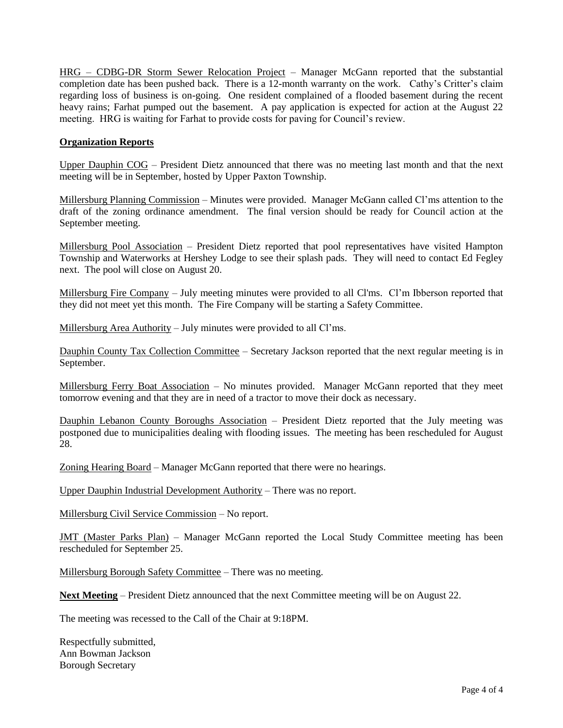HRG – CDBG-DR Storm Sewer Relocation Project – Manager McGann reported that the substantial completion date has been pushed back. There is a 12-month warranty on the work. Cathy's Critter's claim regarding loss of business is on-going. One resident complained of a flooded basement during the recent heavy rains; Farhat pumped out the basement. A pay application is expected for action at the August 22 meeting. HRG is waiting for Farhat to provide costs for paving for Council's review.

**Organization Reports**

Upper Dauphin COG – President Dietz announced that there was no meeting last month and that the next meeting will be in September, hosted by Upper Paxton Township.

Millersburg Planning Commission – Minutes were provided. Manager McGann called Cl'ms attention to the draft of the zoning ordinance amendment. The final version should be ready for Council action at the September meeting.

Millersburg Pool Association – President Dietz reported that pool representatives have visited Hampton Township and Waterworks at Hershey Lodge to see their splash pads. They will need to contact Ed Fegley next. The pool will close on August 20.

Millersburg Fire Company – July meeting minutes were provided to all Cl'ms. Cl'm Ibberson reported that they did not meet yet this month. The Fire Company will be starting a Safety Committee.

Millersburg Area Authority – July minutes were provided to all Cl'ms.

Dauphin County Tax Collection Committee – Secretary Jackson reported that the next regular meeting is in September.

Millersburg Ferry Boat Association – No minutes provided. Manager McGann reported that they meet tomorrow evening and that they are in need of a tractor to move their dock as necessary.

Dauphin Lebanon County Boroughs Association – President Dietz reported that the July meeting was postponed due to municipalities dealing with flooding issues. The meeting has been rescheduled for August 28.

Zoning Hearing Board – Manager McGann reported that there were no hearings.

Upper Dauphin Industrial Development Authority – There was no report.

Millersburg Civil Service Commission – No report.

JMT (Master Parks Plan) – Manager McGann reported the Local Study Committee meeting has been rescheduled for September 25.

Millersburg Borough Safety Committee – There was no meeting.

**Next Meeting** – President Dietz announced that the next Committee meeting will be on August 22.

The meeting was recessed to the Call of the Chair at 9:18PM.

Respectfully submitted,
Ann Bowman Jackson
Borough Secretary